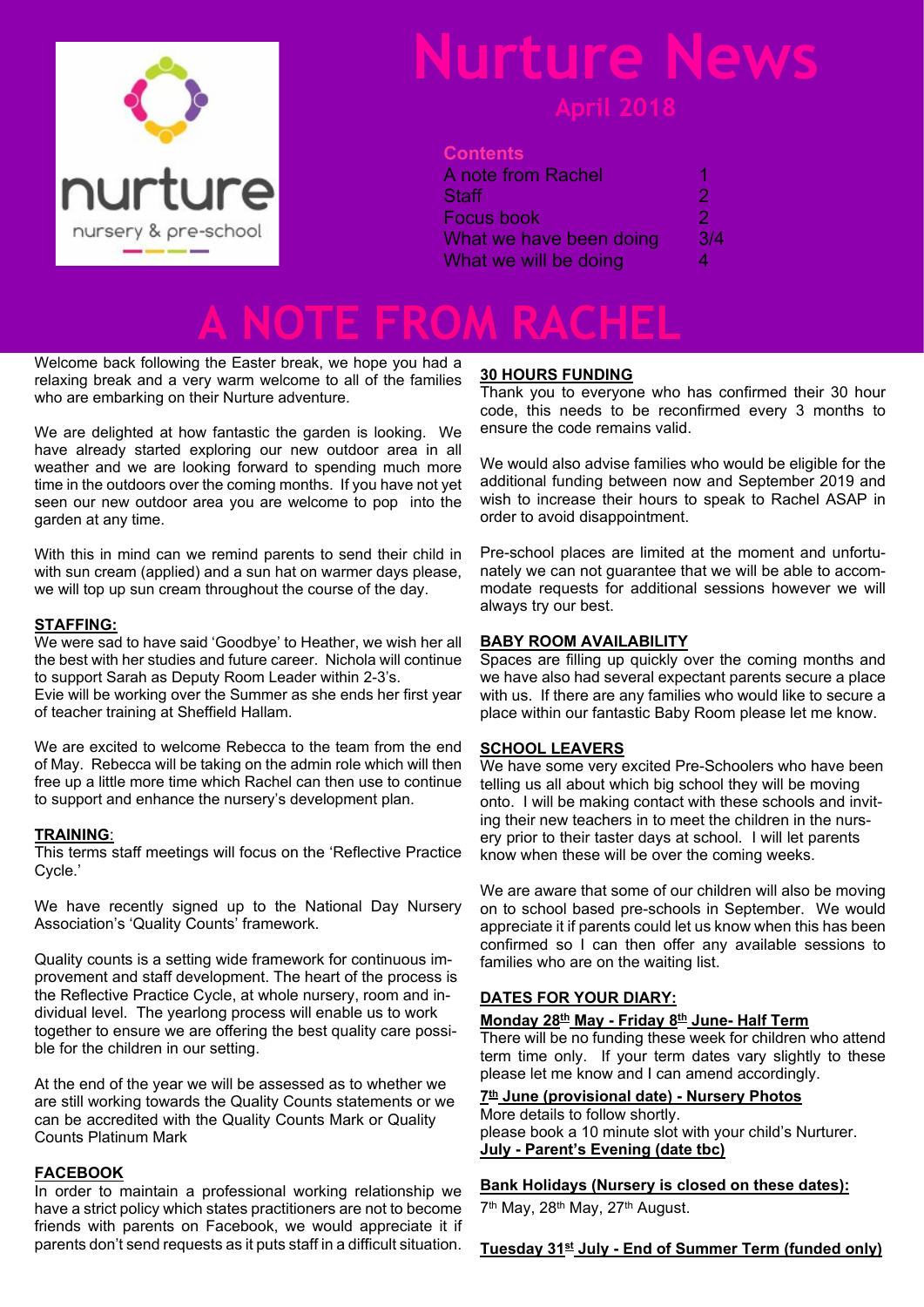nurture

nursery & pre-school

# Nurture News

April 2018

**Contents**

| | |
|---|---|
| A note from Rachel | 1 |
| Staff | 2 |
| Focus book | 2 |
| What we have been doing | 3/4 |
| What we will be doing | 4 |

# A NOTE FROM RACHEL

Welcome back following the Easter break, we hope you had a relaxing break and a very warm welcome to all of the families who are embarking on their Nurture adventure.

We are delighted at how fantastic the garden is looking. We have already started exploring our new outdoor area in all weather and we are looking forward to spending much more time in the outdoors over the coming months. If you have not yet seen our new outdoor area you are welcome to pop into the garden at any time.

With this in mind can we remind parents to send their child in with sun cream (applied) and a sun hat on warmer days please, we will top up sun cream throughout the course of the day.

**STAFFING:**

We were sad to have said 'Goodbye' to Heather, we wish her all the best with her studies and future career. Nichola will continue to support Sarah as Deputy Room Leader within 2-3's.

Evie will be working over the Summer as she ends her first year of teacher training at Sheffield Hallam.

We are excited to welcome Rebecca to the team from the end of May. Rebecca will be taking on the admin role which will then free up a little more time which Rachel can then use to continue to support and enhance the nursery's development plan.

**TRAINING:**

This terms staff meetings will focus on the 'Reflective Practice Cycle.'

We have recently signed up to the National Day Nursery Association's 'Quality Counts' framework.

Quality counts is a setting wide framework for continuous improvement and staff development. The heart of the process is the Reflective Practice Cycle, at whole nursery, room and individual level. The yearlong process will enable us to work together to ensure we are offering the best quality care possible for the children in our setting.

At the end of the year we will be assessed as to whether we are still working towards the Quality Counts statements or we can be accredited with the Quality Counts Mark or Quality Counts Platinum Mark

**FACEBOOK**

In order to maintain a professional working relationship we have a strict policy which states practitioners are not to become friends with parents on Facebook, we would appreciate it if parents don't send requests as it puts staff in a difficult situation.

**30 HOURS FUNDING**

Thank you to everyone who has confirmed their 30 hour code, this needs to be reconfirmed every 3 months to ensure the code remains valid.

We would also advise families who would be eligible for the additional funding between now and September 2019 and wish to increase their hours to speak to Rachel ASAP in order to avoid disappointment.

Pre-school places are limited at the moment and unfortunately we can not guarantee that we will be able to accommodate requests for additional sessions however we will always try our best.

**BABY ROOM AVAILABILITY**

Spaces are filling up quickly over the coming months and we have also had several expectant parents secure a place with us. If there are any families who would like to secure a place within our fantastic Baby Room please let me know.

**SCHOOL LEAVERS**

We have some very excited Pre-Schoolers who have been telling us all about which big school they will be moving onto. I will be making contact with these schools and inviting their new teachers in to meet the children in the nursery prior to their taster days at school. I will let parents know when these will be over the coming weeks.

We are aware that some of our children will also be moving on to school based pre-schools in September. We would appreciate it if parents could let us know when this has been confirmed so I can then offer any available sessions to families who are on the waiting list.

**DATES FOR YOUR DIARY:**

**Monday 28th May - Friday 8th June- Half Term**

There will be no funding these week for children who attend term time only. If your term dates vary slightly to these please let me know and I can amend accordingly.

**7th June (provisional date) - Nursery Photos**

More details to follow shortly.

please book a 10 minute slot with your child's Nurturer.

**July - Parent's Evening (date tbc)**

**Bank Holidays (Nursery is closed on these dates):**

7th May, 28th May, 27th August.

**Tuesday 31st July - End of Summer Term (funded only)**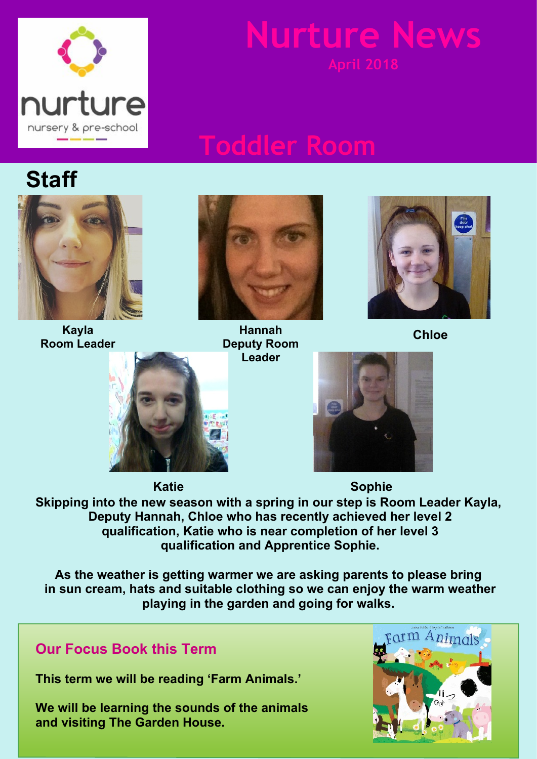# Nurture News

April 2018

## Toddler Room

## Staff

**Kayla**
**Room Leader**

**Hannah**
**Deputy Room Leader**

**Chloe**

**Katie**

**Sophie**

**Skipping into the new season with a spring in our step is Room Leader Kayla, Deputy Hannah, Chloe who has recently achieved her level 2 qualification, Katie who is near completion of her level 3 qualification and Apprentice Sophie.**

**As the weather is getting warmer we are asking parents to please bring in sun cream, hats and suitable clothing so we can enjoy the warm weather playing in the garden and going for walks.**

### Our Focus Book this Term

**This term we will be reading 'Farm Animals.'**

**We will be learning the sounds of the animals and visiting The Garden House.**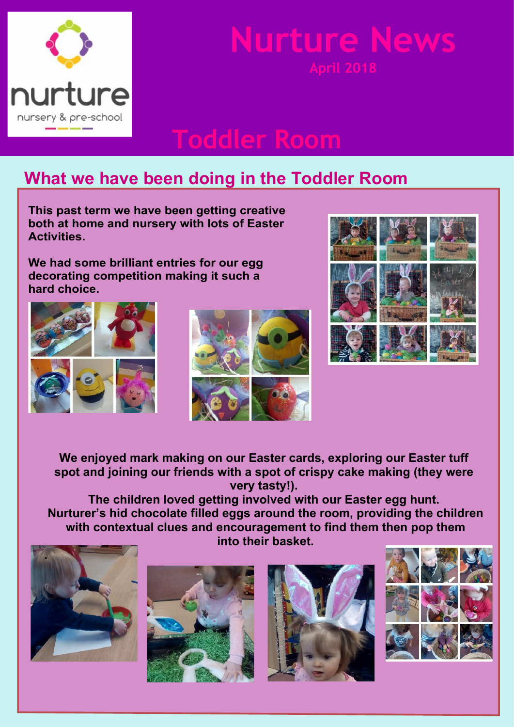nurture

nursery & pre-school

# Nurture News

April 2018

# Toddler Room

## What we have been doing in the Toddler Room

**This past term we have been getting creative both at home and nursery with lots of Easter Activities.**

**We had some brilliant entries for our egg decorating competition making it such a hard choice.**

**We enjoyed mark making on our Easter cards, exploring our Easter tuff spot and joining our friends with a spot of crispy cake making (they were very tasty!).**

**The children loved getting involved with our Easter egg hunt. Nurturer's hid chocolate filled eggs around the room, providing the children with contextual clues and encouragement to find them then pop them into their basket.**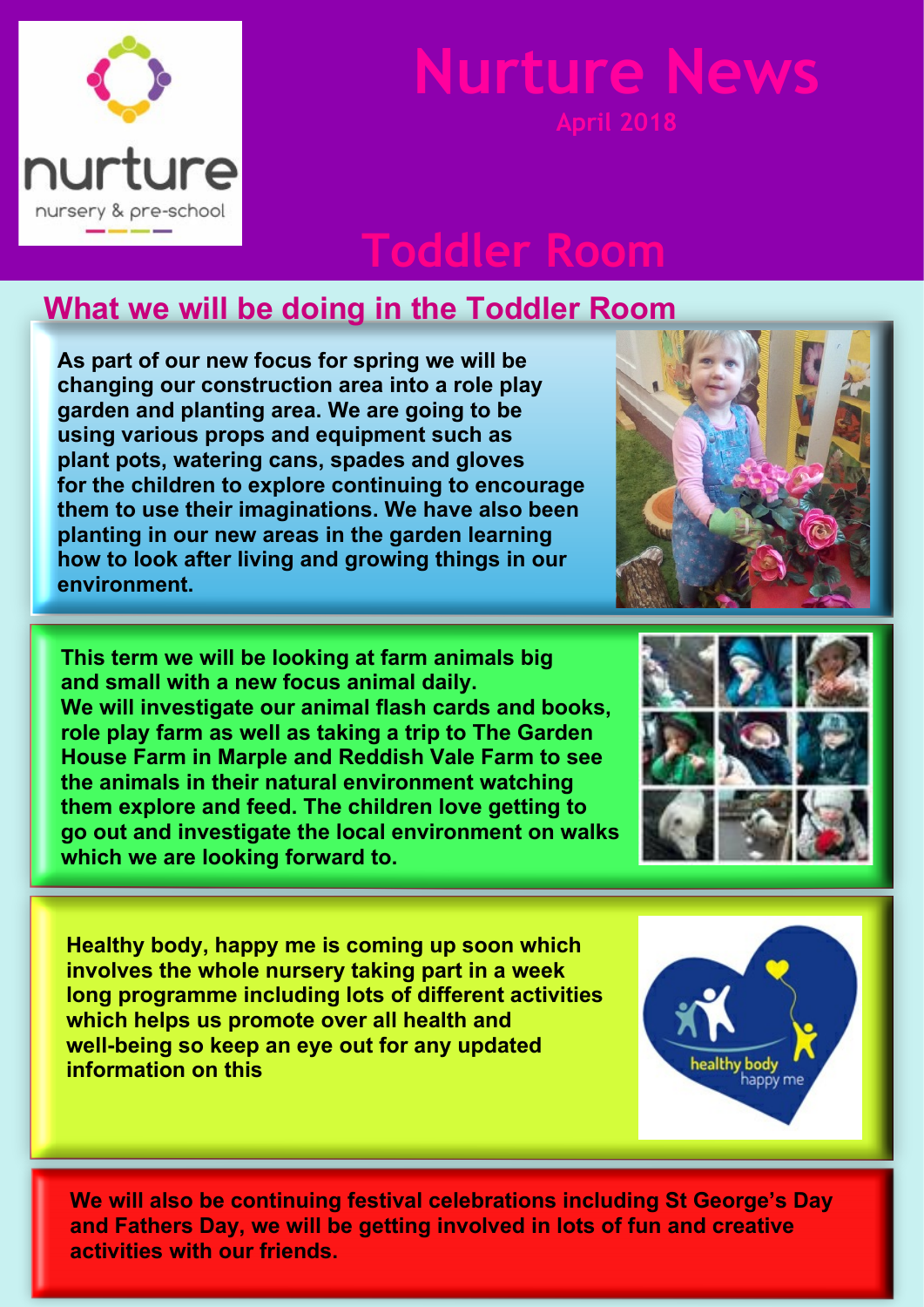nurture

nursery & pre-school

# Nurture News

April 2018

# Toddler Room

## What we will be doing in the Toddler Room

**As part of our new focus for spring we will be changing our construction area into a role play garden and planting area. We are going to be using various props and equipment such as plant pots, watering cans, spades and gloves for the children to explore continuing to encourage them to use their imaginations. We have also been planting in our new areas in the garden learning how to look after living and growing things in our environment.**

**This term we will be looking at farm animals big and small with a new focus animal daily. We will investigate our animal flash cards and books, role play farm as well as taking a trip to The Garden House Farm in Marple and Reddish Vale Farm to see the animals in their natural environment watching them explore and feed. The children love getting to go out and investigate the local environment on walks which we are looking forward to.**

**Healthy body, happy me is coming up soon which involves the whole nursery taking part in a week long programme including lots of different activities which helps us promote over all health and well-being so keep an eye out for any updated information on this**

healthy body happy me

**We will also be continuing festival celebrations including St George's Day and Fathers Day, we will be getting involved in lots of fun and creative activities with our friends.**